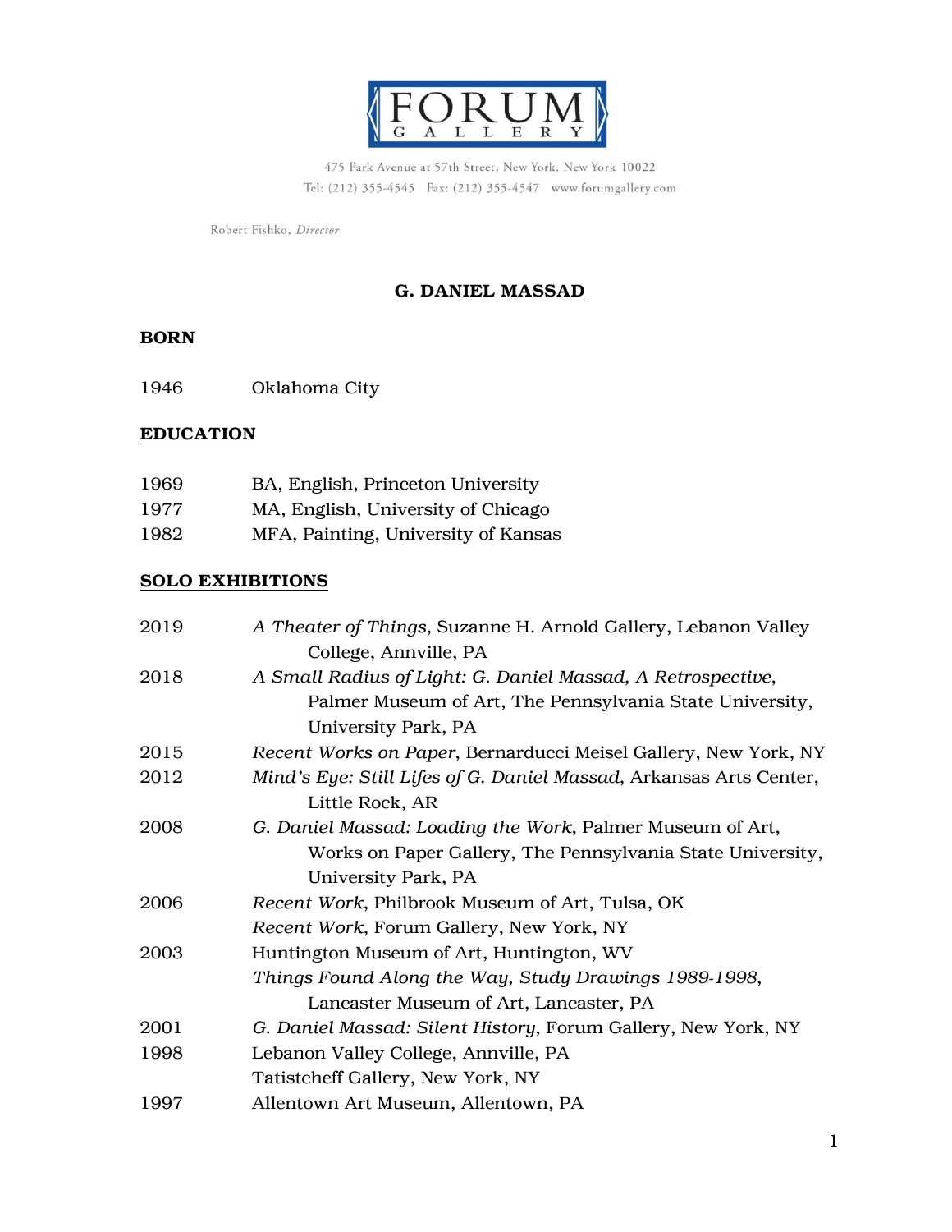# FORUM GALLERY

475 Park Avenue at 57th Street, New York, New York 10022
Tel: (212) 355-4545 Fax: (212) 355-4547 www.forumgallery.com

Robert Fishko, *Director*

## G. DANIEL MASSAD

### BORN

1946 Oklahoma City

### EDUCATION

1969 BA, English, Princeton University
1977 MA, English, University of Chicago
1982 MFA, Painting, University of Kansas

### SOLO EXHIBITIONS

2019 *A Theater of Things*, Suzanne H. Arnold Gallery, Lebanon Valley College, Annville, PA

2018 *A Small Radius of Light: G. Daniel Massad, A Retrospective*, Palmer Museum of Art, The Pennsylvania State University, University Park, PA

2015 *Recent Works on Paper*, Bernarducci Meisel Gallery, New York, NY

2012 *Mind's Eye: Still Lifes of G. Daniel Massad*, Arkansas Arts Center, Little Rock, AR

2008 *G. Daniel Massad: Loading the Work*, Palmer Museum of Art, Works on Paper Gallery, The Pennsylvania State University, University Park, PA

2006 *Recent Work*, Philbrook Museum of Art, Tulsa, OK
*Recent Work*, Forum Gallery, New York, NY

2003 Huntington Museum of Art, Huntington, WV
*Things Found Along the Way, Study Drawings 1989-1998*, Lancaster Museum of Art, Lancaster, PA

2001 *G. Daniel Massad: Silent History*, Forum Gallery, New York, NY

1998 Lebanon Valley College, Annville, PA
Tatistcheff Gallery, New York, NY

1997 Allentown Art Museum, Allentown, PA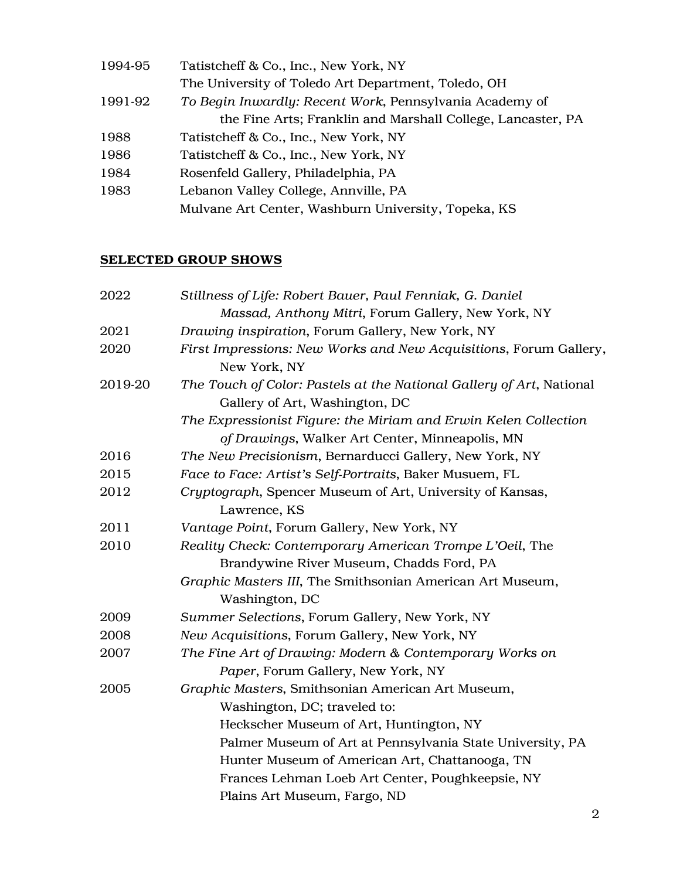| | |
|---|---|
| 1994-95 | Tatistcheff & Co., Inc., New York, NY |
| | The University of Toledo Art Department, Toledo, OH |
| 1991-92 | *To Begin Inwardly: Recent Work*, Pennsylvania Academy of the Fine Arts; Franklin and Marshall College, Lancaster, PA |
| 1988 | Tatistcheff & Co., Inc., New York, NY |
| 1986 | Tatistcheff & Co., Inc., New York, NY |
| 1984 | Rosenfeld Gallery, Philadelphia, PA |
| 1983 | Lebanon Valley College, Annville, PA |
| | Mulvane Art Center, Washburn University, Topeka, KS |

## SELECTED GROUP SHOWS

| | |
|---|---|
| 2022 | *Stillness of Life: Robert Bauer, Paul Fenniak, G. Daniel Massad, Anthony Mitri*, Forum Gallery, New York, NY |
| 2021 | *Drawing inspiration*, Forum Gallery, New York, NY |
| 2020 | *First Impressions: New Works and New Acquisitions*, Forum Gallery, New York, NY |
| 2019-20 | *The Touch of Color: Pastels at the National Gallery of Art*, National Gallery of Art, Washington, DC |
| | *The Expressionist Figure: the Miriam and Erwin Kelen Collection of Drawings*, Walker Art Center, Minneapolis, MN |
| 2016 | *The New Precisionism*, Bernarducci Gallery, New York, NY |
| 2015 | *Face to Face: Artist's Self-Portraits*, Baker Musuem, FL |
| 2012 | *Cryptograph*, Spencer Museum of Art, University of Kansas, Lawrence, KS |
| 2011 | *Vantage Point*, Forum Gallery, New York, NY |
| 2010 | *Reality Check: Contemporary American Trompe L'Oeil*, The Brandywine River Museum, Chadds Ford, PA |
| | *Graphic Masters III*, The Smithsonian American Art Museum, Washington, DC |
| 2009 | *Summer Selections*, Forum Gallery, New York, NY |
| 2008 | *New Acquisitions*, Forum Gallery, New York, NY |
| 2007 | *The Fine Art of Drawing: Modern & Contemporary Works on Paper*, Forum Gallery, New York, NY |
| 2005 | *Graphic Masters*, Smithsonian American Art Museum, Washington, DC; traveled to: |
| | Heckscher Museum of Art, Huntington, NY |
| | Palmer Museum of Art at Pennsylvania State University, PA |
| | Hunter Museum of American Art, Chattanooga, TN |
| | Frances Lehman Loeb Art Center, Poughkeepsie, NY |
| | Plains Art Museum, Fargo, ND |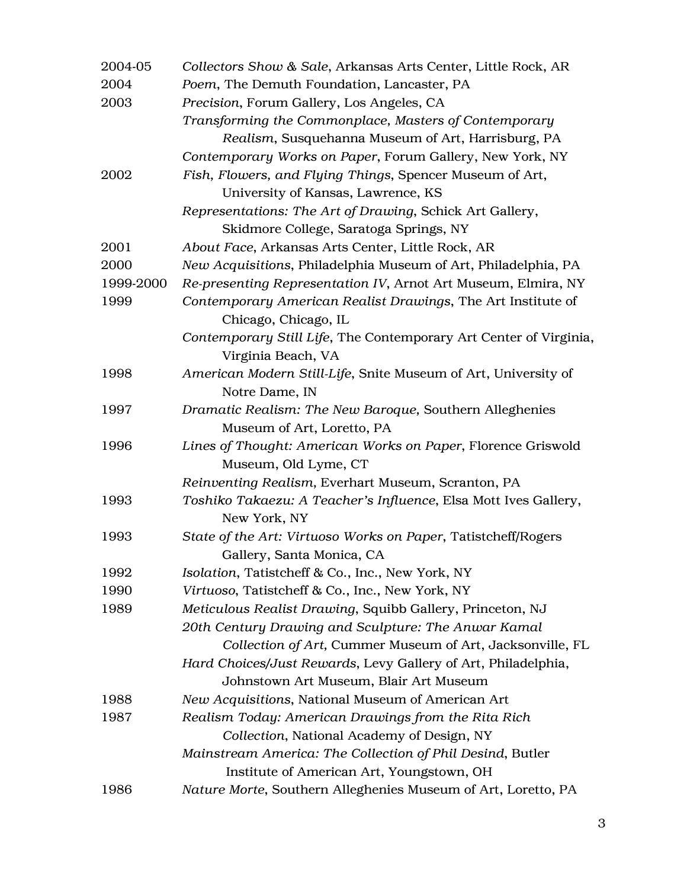| | |
|---|---|
| 2004-05 | *Collectors Show & Sale*, Arkansas Arts Center, Little Rock, AR |
| 2004 | *Poem*, The Demuth Foundation, Lancaster, PA |
| 2003 | *Precision*, Forum Gallery, Los Angeles, CA |
| | *Transforming the Commonplace, Masters of Contemporary Realism*, Susquehanna Museum of Art, Harrisburg, PA |
| | *Contemporary Works on Paper*, Forum Gallery, New York, NY |
| 2002 | *Fish, Flowers, and Flying Things*, Spencer Museum of Art, University of Kansas, Lawrence, KS |
| | *Representations: The Art of Drawing*, Schick Art Gallery, Skidmore College, Saratoga Springs, NY |
| 2001 | *About Face*, Arkansas Arts Center, Little Rock, AR |
| 2000 | *New Acquisitions*, Philadelphia Museum of Art, Philadelphia, PA |
| 1999-2000 | *Re-presenting Representation IV*, Arnot Art Museum, Elmira, NY |
| 1999 | *Contemporary American Realist Drawings*, The Art Institute of Chicago, Chicago, IL |
| | *Contemporary Still Life*, The Contemporary Art Center of Virginia, Virginia Beach, VA |
| 1998 | *American Modern Still-Life*, Snite Museum of Art, University of Notre Dame, IN |
| 1997 | *Dramatic Realism: The New Baroque,* Southern Alleghenies Museum of Art, Loretto, PA |
| 1996 | *Lines of Thought: American Works on Paper*, Florence Griswold Museum, Old Lyme, CT |
| | *Reinventing Realism,* Everhart Museum, Scranton, PA |
| 1993 | *Toshiko Takaezu: A Teacher's Influence*, Elsa Mott Ives Gallery, New York, NY |
| 1993 | *State of the Art: Virtuoso Works on Paper*, Tatistcheff/Rogers Gallery, Santa Monica, CA |
| 1992 | *Isolation*, Tatistcheff & Co., Inc., New York, NY |
| 1990 | *Virtuoso*, Tatistcheff & Co., Inc., New York, NY |
| 1989 | *Meticulous Realist Drawing*, Squibb Gallery, Princeton, NJ |
| | *20th Century Drawing and Sculpture: The Anwar Kamal Collection of Art,* Cummer Museum of Art, Jacksonville, FL |
| | *Hard Choices/Just Rewards*, Levy Gallery of Art, Philadelphia, Johnstown Art Museum, Blair Art Museum |
| 1988 | *New Acquisitions*, National Museum of American Art |
| 1987 | *Realism Today: American Drawings from the Rita Rich Collection*, National Academy of Design, NY |
| | *Mainstream America: The Collection of Phil Desind*, Butler Institute of American Art, Youngstown, OH |
| 1986 | *Nature Morte*, Southern Alleghenies Museum of Art, Loretto, PA |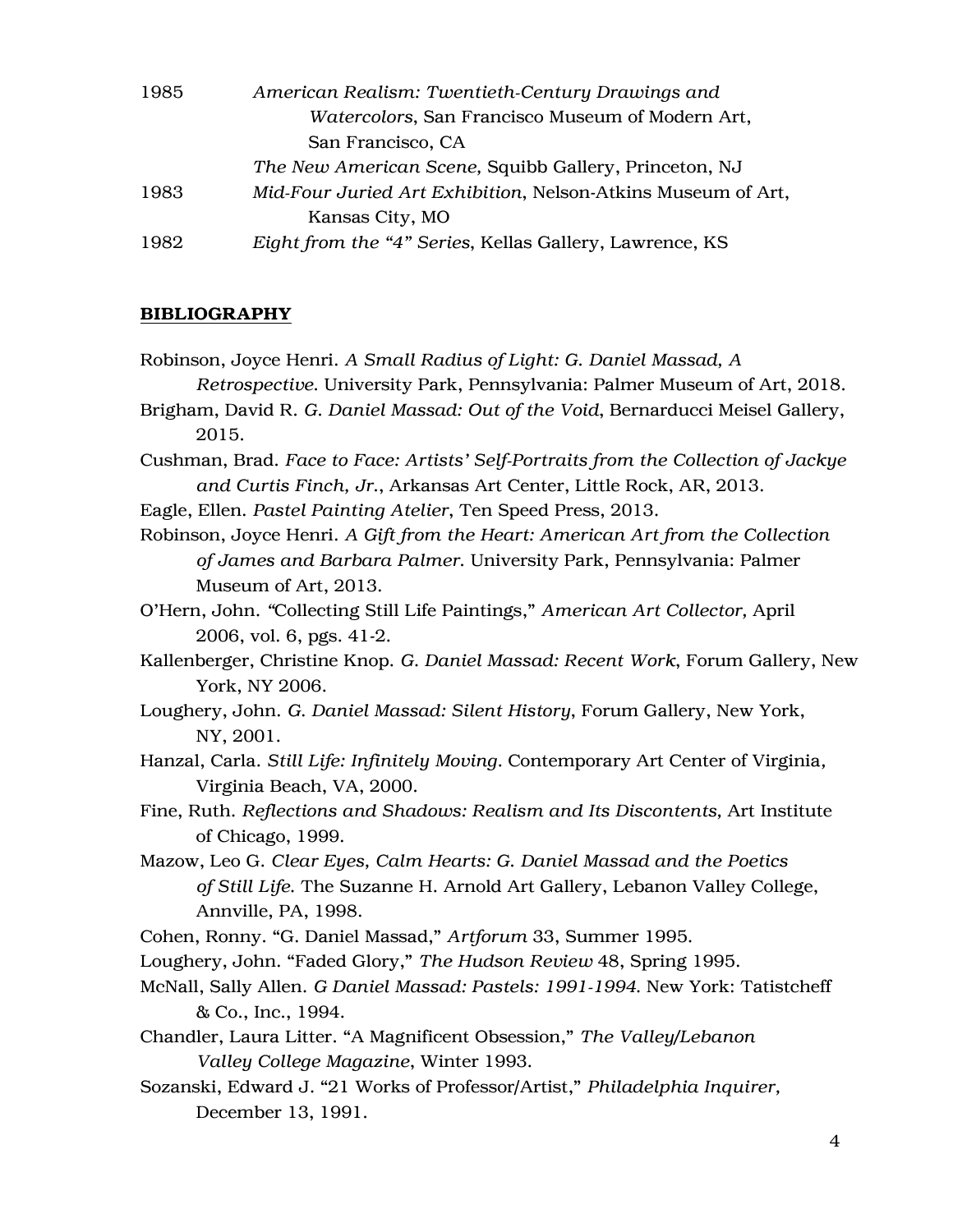1985 *American Realism: Twentieth-Century Drawings and Watercolors*, San Francisco Museum of Modern Art, San Francisco, CA

*The New American Scene,* Squibb Gallery, Princeton, NJ

1983 *Mid-Four Juried Art Exhibition*, Nelson-Atkins Museum of Art, Kansas City, MO

1982 *Eight from the "4" Series*, Kellas Gallery, Lawrence, KS

## BIBLIOGRAPHY

Robinson, Joyce Henri. *A Small Radius of Light: G. Daniel Massad, A Retrospective*. University Park, Pennsylvania: Palmer Museum of Art, 2018.

Brigham, David R. *G. Daniel Massad: Out of the Void*, Bernarducci Meisel Gallery, 2015.

Cushman, Brad. *Face to Face: Artists' Self-Portraits from the Collection of Jackye and Curtis Finch, Jr.*, Arkansas Art Center, Little Rock, AR, 2013.

Eagle, Ellen. *Pastel Painting Atelier*, Ten Speed Press, 2013.

Robinson, Joyce Henri. *A Gift from the Heart: American Art from the Collection of James and Barbara Palmer*. University Park, Pennsylvania: Palmer Museum of Art, 2013.

O'Hern, John. "Collecting Still Life Paintings," *American Art Collector,* April 2006, vol. 6, pgs. 41-2.

Kallenberger, Christine Knop. *G. Daniel Massad: Recent Work*, Forum Gallery, New York, NY 2006.

Loughery, John. *G. Daniel Massad: Silent History*, Forum Gallery, New York, NY, 2001.

Hanzal, Carla. *Still Life: Infinitely Moving*. Contemporary Art Center of Virginia, Virginia Beach, VA, 2000.

Fine, Ruth. *Reflections and Shadows: Realism and Its Discontents,* Art Institute of Chicago, 1999.

Mazow, Leo G. *Clear Eyes, Calm Hearts: G. Daniel Massad and the Poetics of Still Life*. The Suzanne H. Arnold Art Gallery, Lebanon Valley College, Annville, PA, 1998.

Cohen, Ronny. "G. Daniel Massad," *Artforum* 33, Summer 1995.

Loughery, John. "Faded Glory," *The Hudson Review* 48, Spring 1995.

McNall, Sally Allen. *G Daniel Massad: Pastels: 1991-1994*. New York: Tatistcheff & Co., Inc., 1994.

Chandler, Laura Litter. "A Magnificent Obsession," *The Valley/Lebanon Valley College Magazine*, Winter 1993.

Sozanski, Edward J. "21 Works of Professor/Artist," *Philadelphia Inquirer,* December 13, 1991.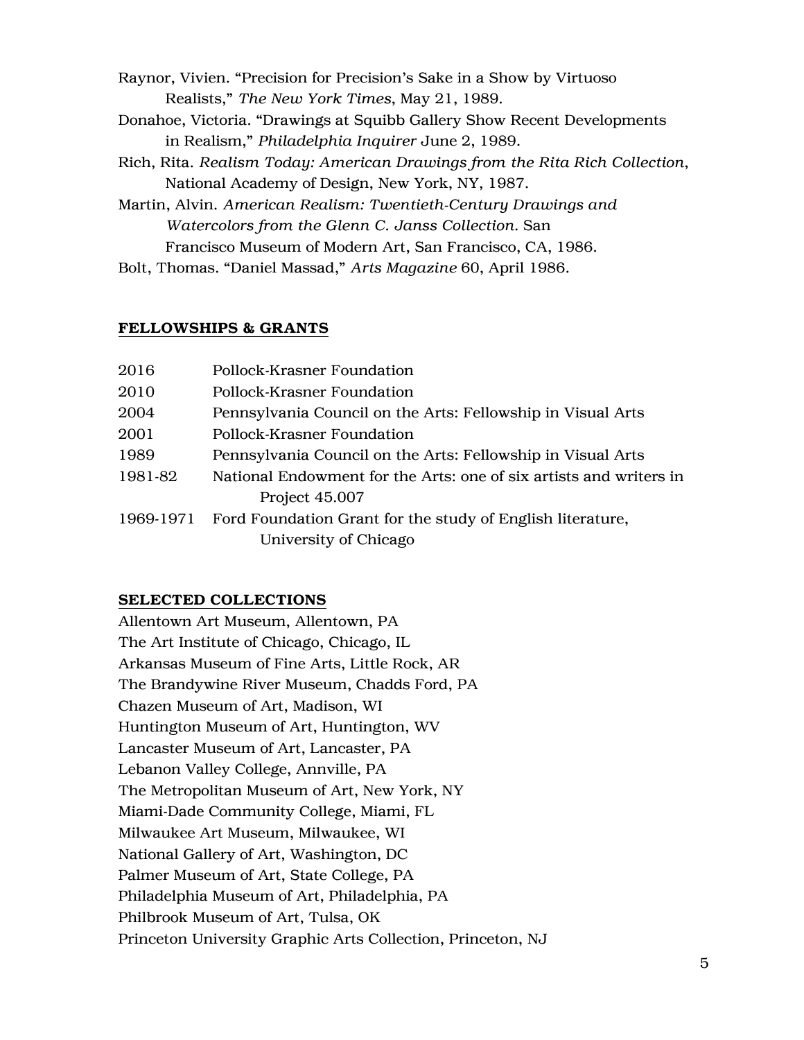Raynor, Vivien. "Precision for Precision's Sake in a Show by Virtuoso Realists," *The New York Times*, May 21, 1989.

Donahoe, Victoria. "Drawings at Squibb Gallery Show Recent Developments in Realism," *Philadelphia Inquirer* June 2, 1989.

Rich, Rita. *Realism Today: American Drawings from the Rita Rich Collection*, National Academy of Design, New York, NY, 1987.

Martin, Alvin. *American Realism: Twentieth-Century Drawings and Watercolors from the Glenn C. Janss Collection.* San Francisco Museum of Modern Art, San Francisco, CA, 1986.

Bolt, Thomas. "Daniel Massad," *Arts Magazine* 60, April 1986.

## FELLOWSHIPS & GRANTS

| | |
|---|---|
| 2016 | Pollock-Krasner Foundation |
| 2010 | Pollock-Krasner Foundation |
| 2004 | Pennsylvania Council on the Arts: Fellowship in Visual Arts |
| 2001 | Pollock-Krasner Foundation |
| 1989 | Pennsylvania Council on the Arts: Fellowship in Visual Arts |
| 1981-82 | National Endowment for the Arts: one of six artists and writers in Project 45.007 |
| 1969-1971 | Ford Foundation Grant for the study of English literature, University of Chicago |

## SELECTED COLLECTIONS

Allentown Art Museum, Allentown, PA
The Art Institute of Chicago, Chicago, IL
Arkansas Museum of Fine Arts, Little Rock, AR
The Brandywine River Museum, Chadds Ford, PA
Chazen Museum of Art, Madison, WI
Huntington Museum of Art, Huntington, WV
Lancaster Museum of Art, Lancaster, PA
Lebanon Valley College, Annville, PA
The Metropolitan Museum of Art, New York, NY
Miami-Dade Community College, Miami, FL
Milwaukee Art Museum, Milwaukee, WI
National Gallery of Art, Washington, DC
Palmer Museum of Art, State College, PA
Philadelphia Museum of Art, Philadelphia, PA
Philbrook Museum of Art, Tulsa, OK
Princeton University Graphic Arts Collection, Princeton, NJ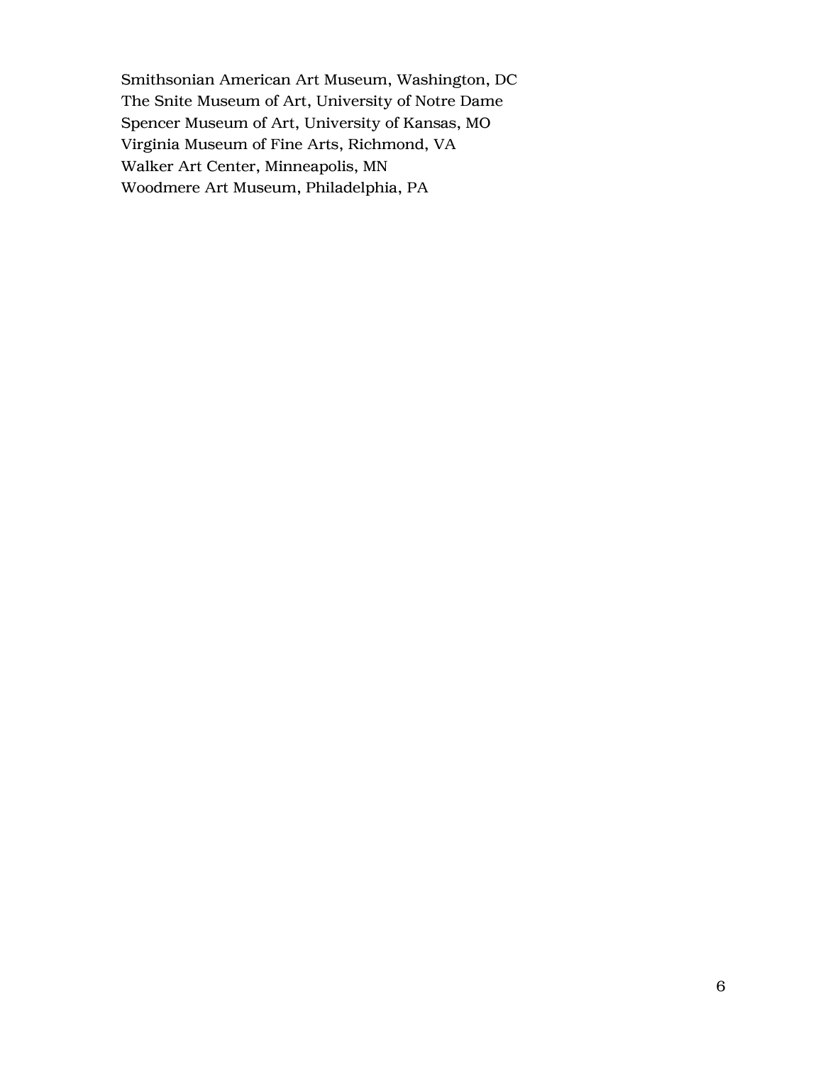Smithsonian American Art Museum, Washington, DC
The Snite Museum of Art, University of Notre Dame
Spencer Museum of Art, University of Kansas, MO
Virginia Museum of Fine Arts, Richmond, VA
Walker Art Center, Minneapolis, MN
Woodmere Art Museum, Philadelphia, PA